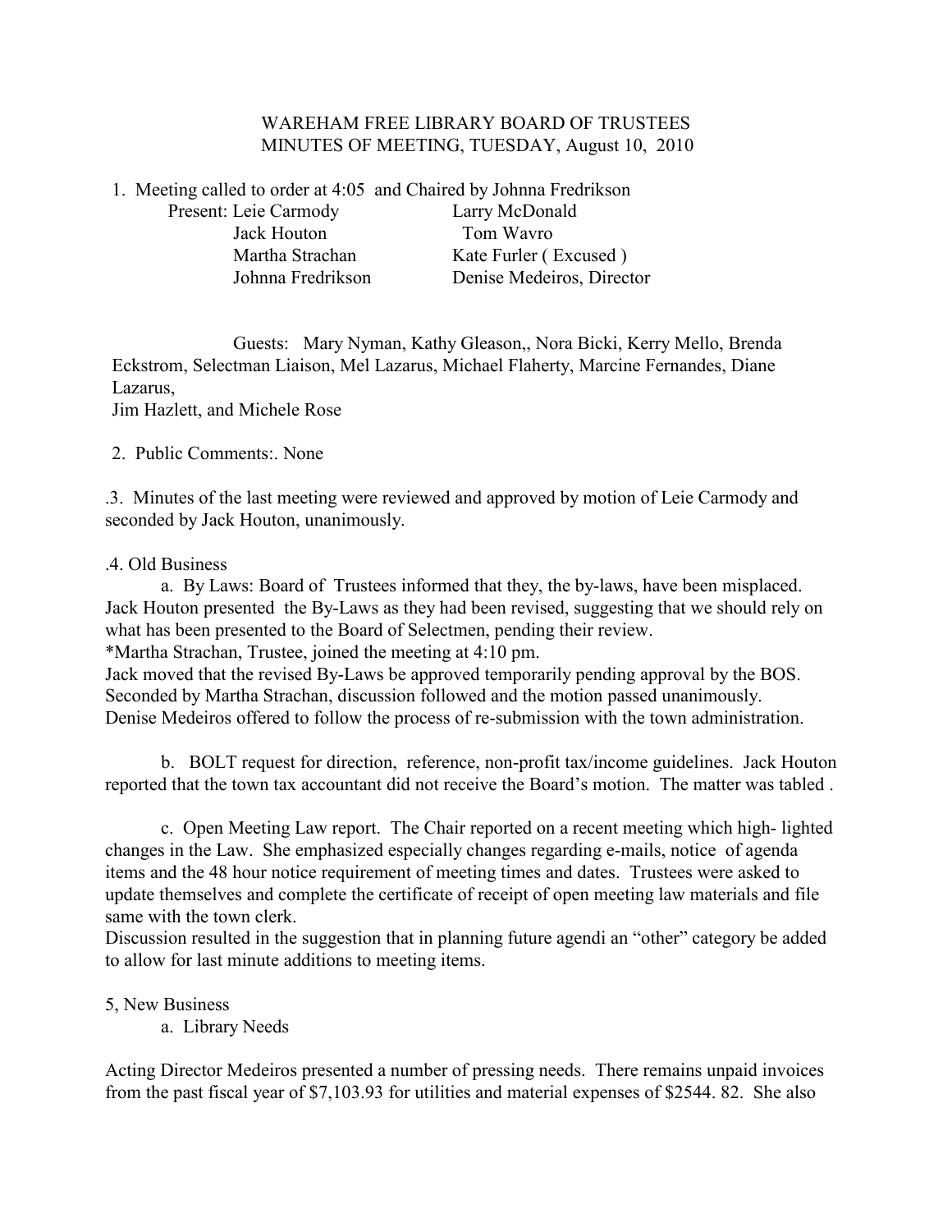WAREHAM FREE LIBRARY BOARD OF TRUSTEES
MINUTES OF MEETING, TUESDAY, August 10, 2010

1. Meeting called to order at 4:05 and Chaired by Johnna Fredrikson

| Present: | |
|---|---|
| Leie Carmody | Larry McDonald |
| Jack Houton | Tom Wavro |
| Martha Strachan | Kate Furler ( Excused ) |
| Johnna Fredrikson | Denise Medeiros, Director |

Guests: Mary Nyman, Kathy Gleason,, Nora Bicki, Kerry Mello, Brenda Eckstrom, Selectman Liaison, Mel Lazarus, Michael Flaherty, Marcine Fernandes, Diane Lazarus,
Jim Hazlett, and Michele Rose

2. Public Comments:. None

.3. Minutes of the last meeting were reviewed and approved by motion of Leie Carmody and seconded by Jack Houton, unanimously.

.4. Old Business

a. By Laws: Board of Trustees informed that they, the by-laws, have been misplaced. Jack Houton presented the By-Laws as they had been revised, suggesting that we should rely on what has been presented to the Board of Selectmen, pending their review.
*Martha Strachan, Trustee, joined the meeting at 4:10 pm.
Jack moved that the revised By-Laws be approved temporarily pending approval by the BOS. Seconded by Martha Strachan, discussion followed and the motion passed unanimously. Denise Medeiros offered to follow the process of re-submission with the town administration.

b. BOLT request for direction, reference, non-profit tax/income guidelines. Jack Houton reported that the town tax accountant did not receive the Board's motion. The matter was tabled .

c. Open Meeting Law report. The Chair reported on a recent meeting which high- lighted changes in the Law. She emphasized especially changes regarding e-mails, notice of agenda items and the 48 hour notice requirement of meeting times and dates. Trustees were asked to update themselves and complete the certificate of receipt of open meeting law materials and file same with the town clerk.
Discussion resulted in the suggestion that in planning future agendi an "other" category be added to allow for last minute additions to meeting items.

5, New Business

a. Library Needs

Acting Director Medeiros presented a number of pressing needs. There remains unpaid invoices from the past fiscal year of $7,103.93 for utilities and material expenses of $2544. 82. She also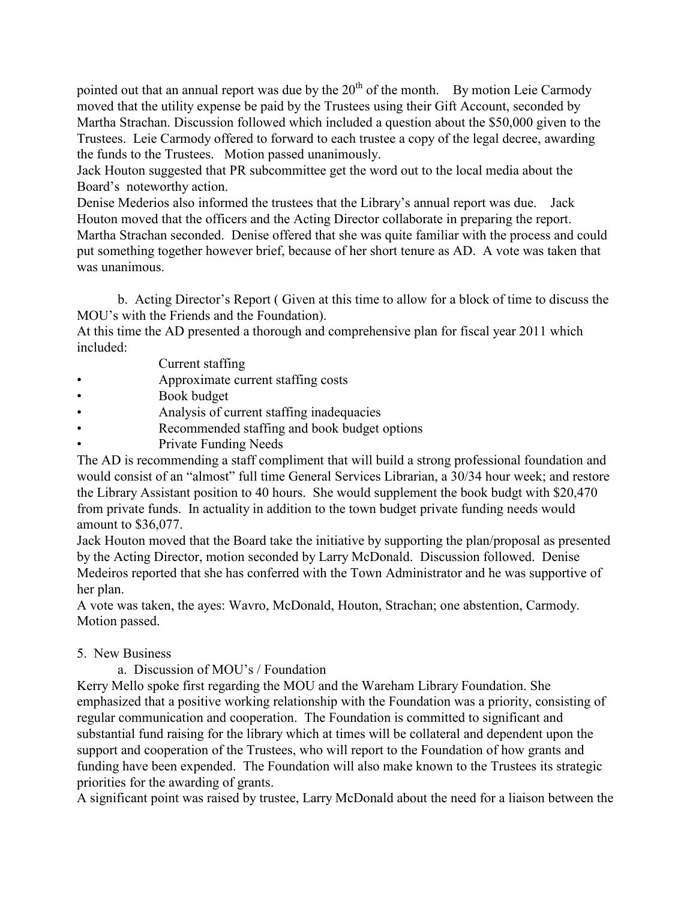pointed out that an annual report was due by the 20th of the month. By motion Leie Carmody moved that the utility expense be paid by the Trustees using their Gift Account, seconded by Martha Strachan. Discussion followed which included a question about the $50,000 given to the Trustees. Leie Carmody offered to forward to each trustee a copy of the legal decree, awarding the funds to the Trustees. Motion passed unanimously.
Jack Houton suggested that PR subcommittee get the word out to the local media about the Board's noteworthy action.
Denise Mederios also informed the trustees that the Library's annual report was due. Jack Houton moved that the officers and the Acting Director collaborate in preparing the report. Martha Strachan seconded. Denise offered that she was quite familiar with the process and could put something together however brief, because of her short tenure as AD. A vote was taken that was unanimous.

b. Acting Director's Report ( Given at this time to allow for a block of time to discuss the MOU's with the Friends and the Foundation).
At this time the AD presented a thorough and comprehensive plan for fiscal year 2011 which included:

- Current staffing
- Approximate current staffing costs
- Book budget
- Analysis of current staffing inadequacies
- Recommended staffing and book budget options
- Private Funding Needs

The AD is recommending a staff compliment that will build a strong professional foundation and would consist of an "almost" full time General Services Librarian, a 30/34 hour week; and restore the Library Assistant position to 40 hours. She would supplement the book budgt with $20,470 from private funds. In actuality in addition to the town budget private funding needs would amount to $36,077.
Jack Houton moved that the Board take the initiative by supporting the plan/proposal as presented by the Acting Director, motion seconded by Larry McDonald. Discussion followed. Denise Medeiros reported that she has conferred with the Town Administrator and he was supportive of her plan.
A vote was taken, the ayes: Wavro, McDonald, Houton, Strachan; one abstention, Carmody. Motion passed.

5. New Business

a. Discussion of MOU's / Foundation

Kerry Mello spoke first regarding the MOU and the Wareham Library Foundation. She emphasized that a positive working relationship with the Foundation was a priority, consisting of regular communication and cooperation. The Foundation is committed to significant and substantial fund raising for the library which at times will be collateral and dependent upon the support and cooperation of the Trustees, who will report to the Foundation of how grants and funding have been expended. The Foundation will also make known to the Trustees its strategic priorities for the awarding of grants.
A significant point was raised by trustee, Larry McDonald about the need for a liaison between the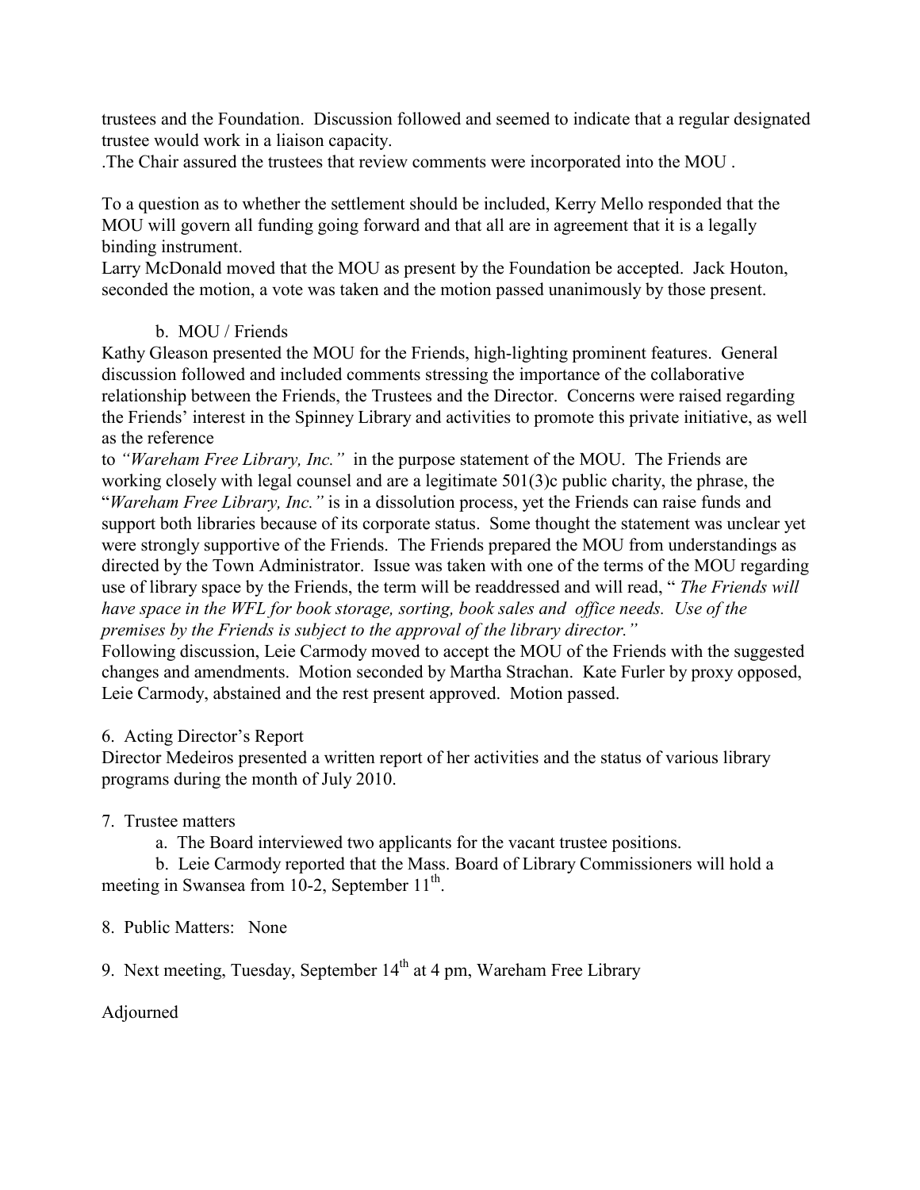trustees and the Foundation. Discussion followed and seemed to indicate that a regular designated trustee would work in a liaison capacity.

.The Chair assured the trustees that review comments were incorporated into the MOU .

To a question as to whether the settlement should be included, Kerry Mello responded that the MOU will govern all funding going forward and that all are in agreement that it is a legally binding instrument.

Larry McDonald moved that the MOU as present by the Foundation be accepted. Jack Houton, seconded the motion, a vote was taken and the motion passed unanimously by those present.

b. MOU / Friends

Kathy Gleason presented the MOU for the Friends, high-lighting prominent features. General discussion followed and included comments stressing the importance of the collaborative relationship between the Friends, the Trustees and the Director. Concerns were raised regarding the Friends' interest in the Spinney Library and activities to promote this private initiative, as well as the reference to *"Wareham Free Library, Inc."* in the purpose statement of the MOU. The Friends are working closely with legal counsel and are a legitimate 501(3)c public charity, the phrase, the "*Wareham Free Library, Inc."* is in a dissolution process, yet the Friends can raise funds and support both libraries because of its corporate status. Some thought the statement was unclear yet were strongly supportive of the Friends. The Friends prepared the MOU from understandings as directed by the Town Administrator. Issue was taken with one of the terms of the MOU regarding use of library space by the Friends, the term will be readdressed and will read, " *The Friends will have space in the WFL for book storage, sorting, book sales and office needs. Use of the premises by the Friends is subject to the approval of the library director."*

Following discussion, Leie Carmody moved to accept the MOU of the Friends with the suggested changes and amendments. Motion seconded by Martha Strachan. Kate Furler by proxy opposed, Leie Carmody, abstained and the rest present approved. Motion passed.

6. Acting Director's Report

Director Medeiros presented a written report of her activities and the status of various library programs during the month of July 2010.

7. Trustee matters

a. The Board interviewed two applicants for the vacant trustee positions.

b. Leie Carmody reported that the Mass. Board of Library Commissioners will hold a meeting in Swansea from 10-2, September 11th.

8. Public Matters: None

9. Next meeting, Tuesday, September 14th at 4 pm, Wareham Free Library

Adjourned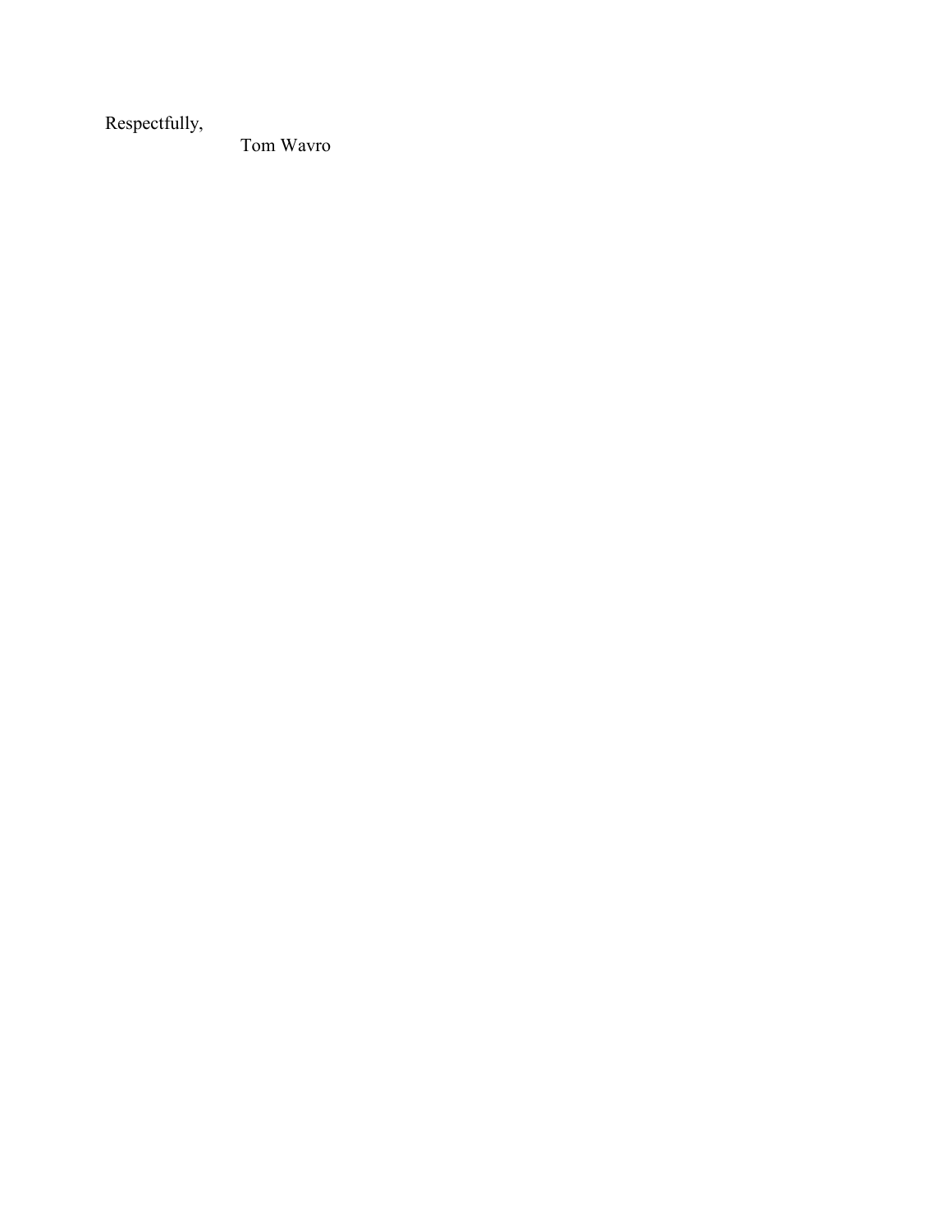Respectfully,

Tom Wavro